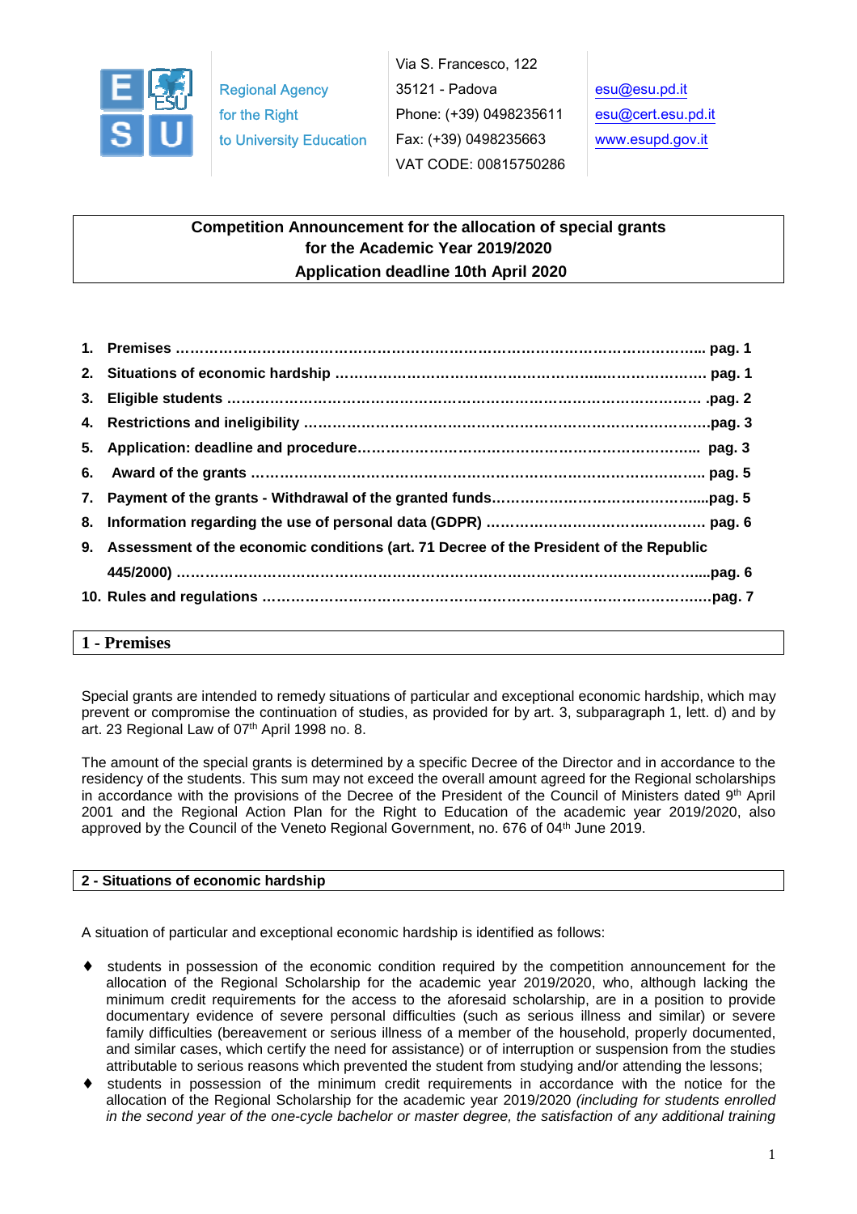Regional Agency for the Right to University Education

Via S. Francesco, 122
35121 - Padova
Phone: (+39) 0498235611
Fax: (+39) 0498235663
VAT CODE: 00815750286

esu@esu.pd.it
esu@cert.esu.pd.it
www.esupd.gov.it

# Competition Announcement for the allocation of special grants for the Academic Year 2019/2020
## Application deadline 10th April 2020

1. **Premises …… pag. 1**
2. **Situations of economic hardship …… pag. 1**
3. **Eligible students …… pag. 2**
4. **Restrictions and ineligibility …… pag. 3**
5. **Application: deadline and procedure …… pag. 3**
6. **Award of the grants …… pag. 5**
7. **Payment of the grants - Withdrawal of the granted funds …… pag. 5**
8. **Information regarding the use of personal data (GDPR) …… pag. 6**
9. **Assessment of the economic conditions (art. 71 Decree of the President of the Republic 445/2000) …… pag. 6**
10. **Rules and regulations …… pag. 7**

## 1 - Premises

Special grants are intended to remedy situations of particular and exceptional economic hardship, which may prevent or compromise the continuation of studies, as provided for by art. 3, subparagraph 1, lett. d) and by art. 23 Regional Law of 07th April 1998 no. 8.

The amount of the special grants is determined by a specific Decree of the Director and in accordance to the residency of the students. This sum may not exceed the overall amount agreed for the Regional scholarships in accordance with the provisions of the Decree of the President of the Council of Ministers dated 9th April 2001 and the Regional Action Plan for the Right to Education of the academic year 2019/2020, also approved by the Council of the Veneto Regional Government, no. 676 of 04th June 2019.

## 2 - Situations of economic hardship

A situation of particular and exceptional economic hardship is identified as follows:

- students in possession of the economic condition required by the competition announcement for the allocation of the Regional Scholarship for the academic year 2019/2020, who, although lacking the minimum credit requirements for the access to the aforesaid scholarship, are in a position to provide documentary evidence of severe personal difficulties (such as serious illness and similar) or severe family difficulties (bereavement or serious illness of a member of the household, properly documented, and similar cases, which certify the need for assistance) or of interruption or suspension from the studies attributable to serious reasons which prevented the student from studying and/or attending the lessons;
- students in possession of the minimum credit requirements in accordance with the notice for the allocation of the Regional Scholarship for the academic year 2019/2020 *(including for students enrolled in the second year of the one-cycle bachelor or master degree, the satisfaction of any additional training*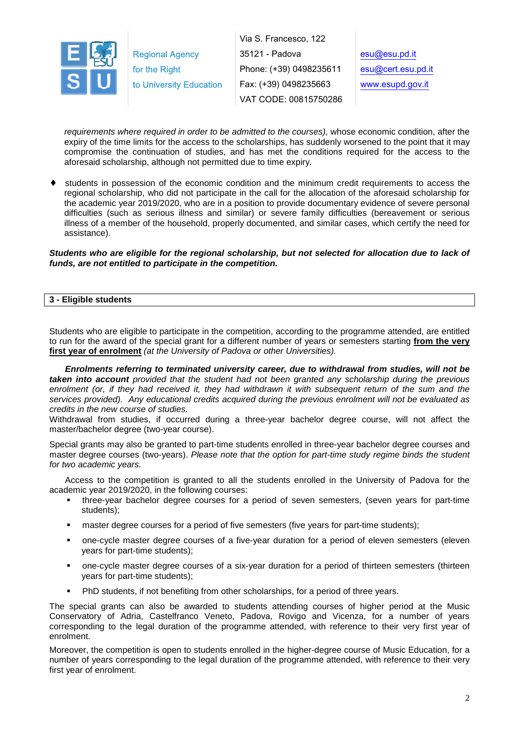*requirements where required in order to be admitted to the courses),* whose economic condition, after the expiry of the time limits for the access to the scholarships, has suddenly worsened to the point that it may compromise the continuation of studies, and has met the conditions required for the access to the aforesaid scholarship, although not permitted due to time expiry.

- students in possession of the economic condition and the minimum credit requirements to access the regional scholarship, who did not participate in the call for the allocation of the aforesaid scholarship for the academic year 2019/2020, who are in a position to provide documentary evidence of severe personal difficulties (such as serious illness and similar) or severe family difficulties (bereavement or serious illness of a member of the household, properly documented, and similar cases, which certify the need for assistance).

***Students who are eligible for the regional scholarship, but not selected for allocation due to lack of funds, are not entitled to participate in the competition.***

## 3 - Eligible students

Students who are eligible to participate in the competition, according to the programme attended, are entitled to run for the award of the special grant for a different number of years or semesters starting **from the very first year of enrolment** *(at the University of Padova or other Universities).*

***Enrolments referring to terminated university career, due to withdrawal from studies, will not be taken into account*** *provided that the student had not been granted any scholarship during the previous enrolment (or, if they had received it, they had withdrawn it with subsequent return of the sum and the services provided). Any educational credits acquired during the previous enrolment will not be evaluated as credits in the new course of studies.*

Withdrawal from studies, if occurred during a three-year bachelor degree course, will not affect the master/bachelor degree (two-year course).

Special grants may also be granted to part-time students enrolled in three-year bachelor degree courses and master degree courses (two-years). *Please note that the option for part-time study regime binds the student for two academic years.*

Access to the competition is granted to all the students enrolled in the University of Padova for the academic year 2019/2020, in the following courses:

- three-year bachelor degree courses for a period of seven semesters, (seven years for part-time students);
- master degree courses for a period of five semesters (five years for part-time students);
- one-cycle master degree courses of a five-year duration for a period of eleven semesters (eleven years for part-time students);
- one-cycle master degree courses of a six-year duration for a period of thirteen semesters (thirteen years for part-time students);
- PhD students, if not benefiting from other scholarships, for a period of three years.

The special grants can also be awarded to students attending courses of higher period at the Music Conservatory of Adria, Castelfranco Veneto, Padova, Rovigo and Vicenza, for a number of years corresponding to the legal duration of the programme attended, with reference to their very first year of enrolment.

Moreover, the competition is open to students enrolled in the higher-degree course of Music Education, for a number of years corresponding to the legal duration of the programme attended, with reference to their very first year of enrolment.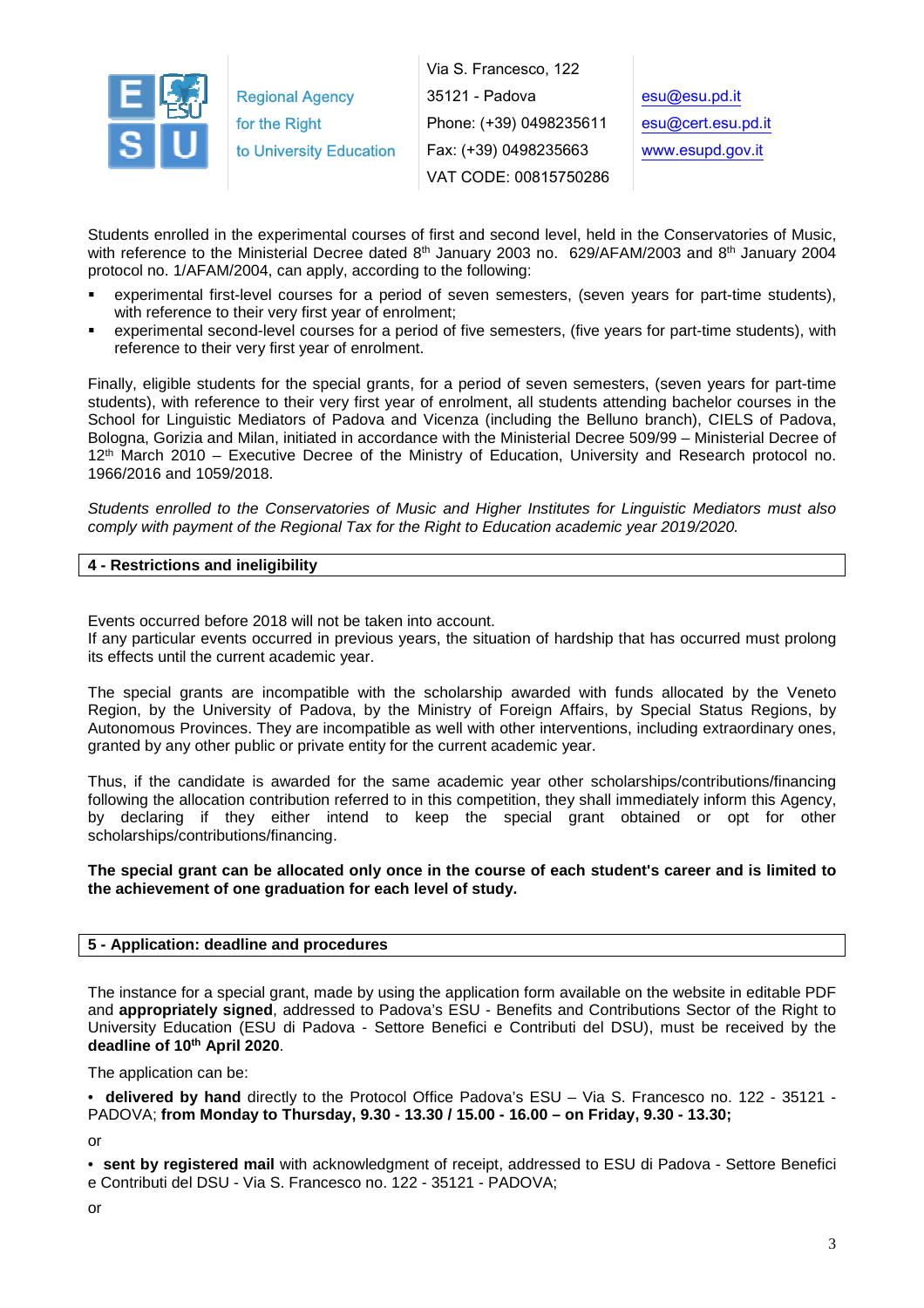Students enrolled in the experimental courses of first and second level, held in the Conservatories of Music, with reference to the Ministerial Decree dated 8th January 2003 no. 629/AFAM/2003 and 8th January 2004 protocol no. 1/AFAM/2004, can apply, according to the following:

- experimental first-level courses for a period of seven semesters, (seven years for part-time students), with reference to their very first year of enrolment;
- experimental second-level courses for a period of five semesters, (five years for part-time students), with reference to their very first year of enrolment.

Finally, eligible students for the special grants, for a period of seven semesters, (seven years for part-time students), with reference to their very first year of enrolment, all students attending bachelor courses in the School for Linguistic Mediators of Padova and Vicenza (including the Belluno branch), CIELS of Padova, Bologna, Gorizia and Milan, initiated in accordance with the Ministerial Decree 509/99 – Ministerial Decree of 12th March 2010 – Executive Decree of the Ministry of Education, University and Research protocol no. 1966/2016 and 1059/2018.

*Students enrolled to the Conservatories of Music and Higher Institutes for Linguistic Mediators must also comply with payment of the Regional Tax for the Right to Education academic year 2019/2020.*

## 4 - Restrictions and ineligibility

Events occurred before 2018 will not be taken into account.
If any particular events occurred in previous years, the situation of hardship that has occurred must prolong its effects until the current academic year.

The special grants are incompatible with the scholarship awarded with funds allocated by the Veneto Region, by the University of Padova, by the Ministry of Foreign Affairs, by Special Status Regions, by Autonomous Provinces. They are incompatible as well with other interventions, including extraordinary ones, granted by any other public or private entity for the current academic year.

Thus, if the candidate is awarded for the same academic year other scholarships/contributions/financing following the allocation contribution referred to in this competition, they shall immediately inform this Agency, by declaring if they either intend to keep the special grant obtained or opt for other scholarships/contributions/financing.

**The special grant can be allocated only once in the course of each student's career and is limited to the achievement of one graduation for each level of study.**

## 5 - Application: deadline and procedures

The instance for a special grant, made by using the application form available on the website in editable PDF and **appropriately signed**, addressed to Padova's ESU - Benefits and Contributions Sector of the Right to University Education (ESU di Padova - Settore Benefici e Contributi del DSU), must be received by the **deadline of 10th April 2020**.

The application can be:

• **delivered by hand** directly to the Protocol Office Padova's ESU – Via S. Francesco no. 122 - 35121 - PADOVA; **from Monday to Thursday, 9.30 - 13.30 / 15.00 - 16.00 – on Friday, 9.30 - 13.30;**

or

• **sent by registered mail** with acknowledgment of receipt, addressed to ESU di Padova - Settore Benefici e Contributi del DSU - Via S. Francesco no. 122 - 35121 - PADOVA;

or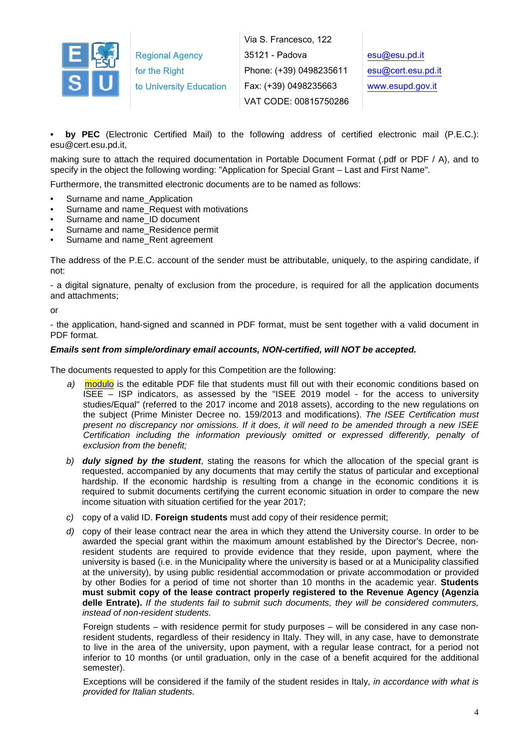- **by PEC** (Electronic Certified Mail) to the following address of certified electronic mail (P.E.C.): esu@cert.esu.pd.it,

making sure to attach the required documentation in Portable Document Format (.pdf or PDF / A), and to specify in the object the following wording: "Application for Special Grant – Last and First Name".

Furthermore, the transmitted electronic documents are to be named as follows:

- Surname and name_Application
- Surname and name_Request with motivations
- Surname and name_ID document
- Surname and name_Residence permit
- Surname and name_Rent agreement

The address of the P.E.C. account of the sender must be attributable, uniquely, to the aspiring candidate, if not:

- a digital signature, penalty of exclusion from the procedure, is required for all the application documents and attachments;

or

- the application, hand-signed and scanned in PDF format, must be sent together with a valid document in PDF format.

***Emails sent from simple/ordinary email accounts, NON-certified, will NOT be accepted.***

The documents requested to apply for this Competition are the following:

*a)* modulo is the editable PDF file that students must fill out with their economic conditions based on ISEE – ISP indicators, as assessed by the "ISEE 2019 model - for the access to university studies/Equal" (referred to the 2017 income and 2018 assets), according to the new regulations on the subject (Prime Minister Decree no. 159/2013 and modifications). *The ISEE Certification must present no discrepancy nor omissions. If it does, it will need to be amended through a new ISEE Certification including the information previously omitted or expressed differently, penalty of exclusion from the benefit;*

*b)* ***duly signed by the student***, stating the reasons for which the allocation of the special grant is requested, accompanied by any documents that may certify the status of particular and exceptional hardship. If the economic hardship is resulting from a change in the economic conditions it is required to submit documents certifying the current economic situation in order to compare the new income situation with situation certified for the year 2017;

*c)* copy of a valid ID. **Foreign students** must add copy of their residence permit;

*d)* copy of their lease contract near the area in which they attend the University course. In order to be awarded the special grant within the maximum amount established by the Director's Decree, non-resident students are required to provide evidence that they reside, upon payment, where the university is based (i.e. in the Municipality where the university is based or at a Municipality classified at the university), by using public residential accommodation or private accommodation or provided by other Bodies for a period of time not shorter than 10 months in the academic year. **Students must submit copy of the lease contract properly registered to the Revenue Agency (Agenzia delle Entrate).** *If the students fail to submit such documents, they will be considered commuters, instead of non-resident students.*

Foreign students – with residence permit for study purposes – will be considered in any case non-resident students, regardless of their residency in Italy. They will, in any case, have to demonstrate to live in the area of the university, upon payment, with a regular lease contract, for a period not inferior to 10 months (or until graduation, only in the case of a benefit acquired for the additional semester).

Exceptions will be considered if the family of the student resides in Italy, *in accordance with what is provided for Italian students.*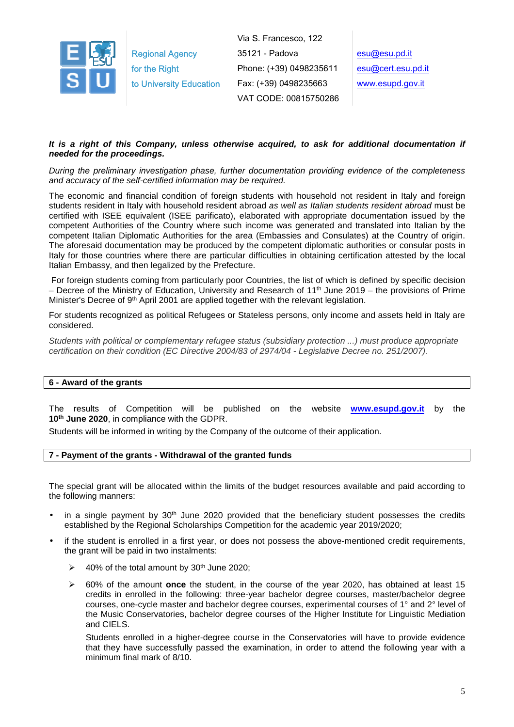**It is a right of this Company, unless otherwise acquired, to ask for additional documentation if needed for the proceedings.**

*During the preliminary investigation phase, further documentation providing evidence of the completeness and accuracy of the self-certified information may be required.*

The economic and financial condition of foreign students with household not resident in Italy and foreign students resident in Italy with household resident abroad *as well as Italian students resident abroad* must be certified with ISEE equivalent (ISEE parificato), elaborated with appropriate documentation issued by the competent Authorities of the Country where such income was generated and translated into Italian by the competent Italian Diplomatic Authorities for the area (Embassies and Consulates) at the Country of origin. The aforesaid documentation may be produced by the competent diplomatic authorities or consular posts in Italy for those countries where there are particular difficulties in obtaining certification attested by the local Italian Embassy, and then legalized by the Prefecture.

For foreign students coming from particularly poor Countries, the list of which is defined by specific decision – Decree of the Ministry of Education, University and Research of 11th June 2019 – the provisions of Prime Minister's Decree of 9th April 2001 are applied together with the relevant legislation.

For students recognized as political Refugees or Stateless persons, only income and assets held in Italy are considered.

*Students with political or complementary refugee status (subsidiary protection ...) must produce appropriate certification on their condition (EC Directive 2004/83 of 2974/04 - Legislative Decree no. 251/2007).*

## 6 - Award of the grants

The results of Competition will be published on the website **www.esupd.gov.it** by the **10th June 2020**, in compliance with the GDPR.

Students will be informed in writing by the Company of the outcome of their application.

## 7 - Payment of the grants - Withdrawal of the granted funds

The special grant will be allocated within the limits of the budget resources available and paid according to the following manners:

- in a single payment by 30th June 2020 provided that the beneficiary student possesses the credits established by the Regional Scholarships Competition for the academic year 2019/2020;
- if the student is enrolled in a first year, or does not possess the above-mentioned credit requirements, the grant will be paid in two instalments:
  - 40% of the total amount by 30th June 2020;
  - 60% of the amount **once** the student, in the course of the year 2020, has obtained at least 15 credits in enrolled in the following: three-year bachelor degree courses, master/bachelor degree courses, one-cycle master and bachelor degree courses, experimental courses of 1° and 2° level of the Music Conservatories, bachelor degree courses of the Higher Institute for Linguistic Mediation and CIELS.

    Students enrolled in a higher-degree course in the Conservatories will have to provide evidence that they have successfully passed the examination, in order to attend the following year with a minimum final mark of 8/10.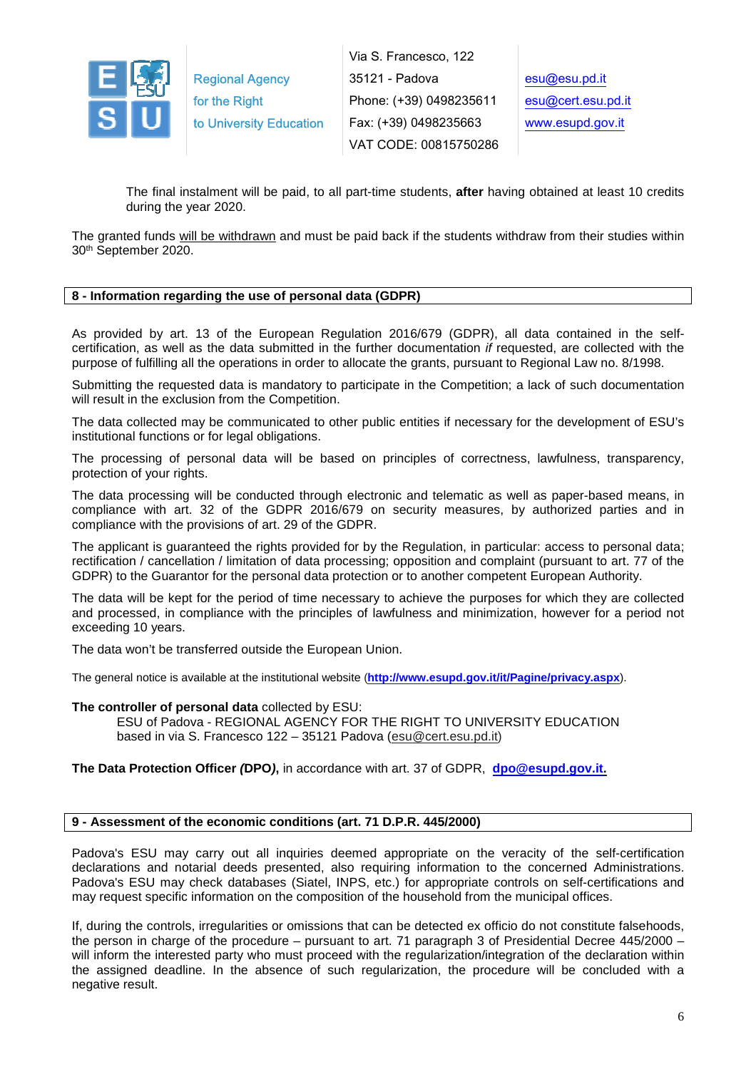The final instalment will be paid, to all part-time students, **after** having obtained at least 10 credits during the year 2020.

The granted funds will be withdrawn and must be paid back if the students withdraw from their studies within 30th September 2020.

## 8 - Information regarding the use of personal data (GDPR)

As provided by art. 13 of the European Regulation 2016/679 (GDPR), all data contained in the self-certification, as well as the data submitted in the further documentation *if* requested, are collected with the purpose of fulfilling all the operations in order to allocate the grants, pursuant to Regional Law no. 8/1998.

Submitting the requested data is mandatory to participate in the Competition; a lack of such documentation will result in the exclusion from the Competition.

The data collected may be communicated to other public entities if necessary for the development of ESU's institutional functions or for legal obligations.

The processing of personal data will be based on principles of correctness, lawfulness, transparency, protection of your rights.

The data processing will be conducted through electronic and telematic as well as paper-based means, in compliance with art. 32 of the GDPR 2016/679 on security measures, by authorized parties and in compliance with the provisions of art. 29 of the GDPR.

The applicant is guaranteed the rights provided for by the Regulation, in particular: access to personal data; rectification / cancellation / limitation of data processing; opposition and complaint (pursuant to art. 77 of the GDPR) to the Guarantor for the personal data protection or to another competent European Authority.

The data will be kept for the period of time necessary to achieve the purposes for which they are collected and processed, in compliance with the principles of lawfulness and minimization, however for a period not exceeding 10 years.

The data won't be transferred outside the European Union.

The general notice is available at the institutional website (**http://www.esupd.gov.it/it/Pagine/privacy.aspx**).

**The controller of personal data** collected by ESU:
ESU of Padova - REGIONAL AGENCY FOR THE RIGHT TO UNIVERSITY EDUCATION
based in via S. Francesco 122 – 35121 Padova (esu@cert.esu.pd.it)

**The Data Protection Officer *(*DPO*)*,** in accordance with art. 37 of GDPR, **dpo@esupd.gov.it.**

## 9 - Assessment of the economic conditions (art. 71 D.P.R. 445/2000)

Padova's ESU may carry out all inquiries deemed appropriate on the veracity of the self-certification declarations and notarial deeds presented, also requiring information to the concerned Administrations. Padova's ESU may check databases (Siatel, INPS, etc.) for appropriate controls on self-certifications and may request specific information on the composition of the household from the municipal offices.

If, during the controls, irregularities or omissions that can be detected ex officio do not constitute falsehoods, the person in charge of the procedure – pursuant to art. 71 paragraph 3 of Presidential Decree 445/2000 – will inform the interested party who must proceed with the regularization/integration of the declaration within the assigned deadline. In the absence of such regularization, the procedure will be concluded with a negative result.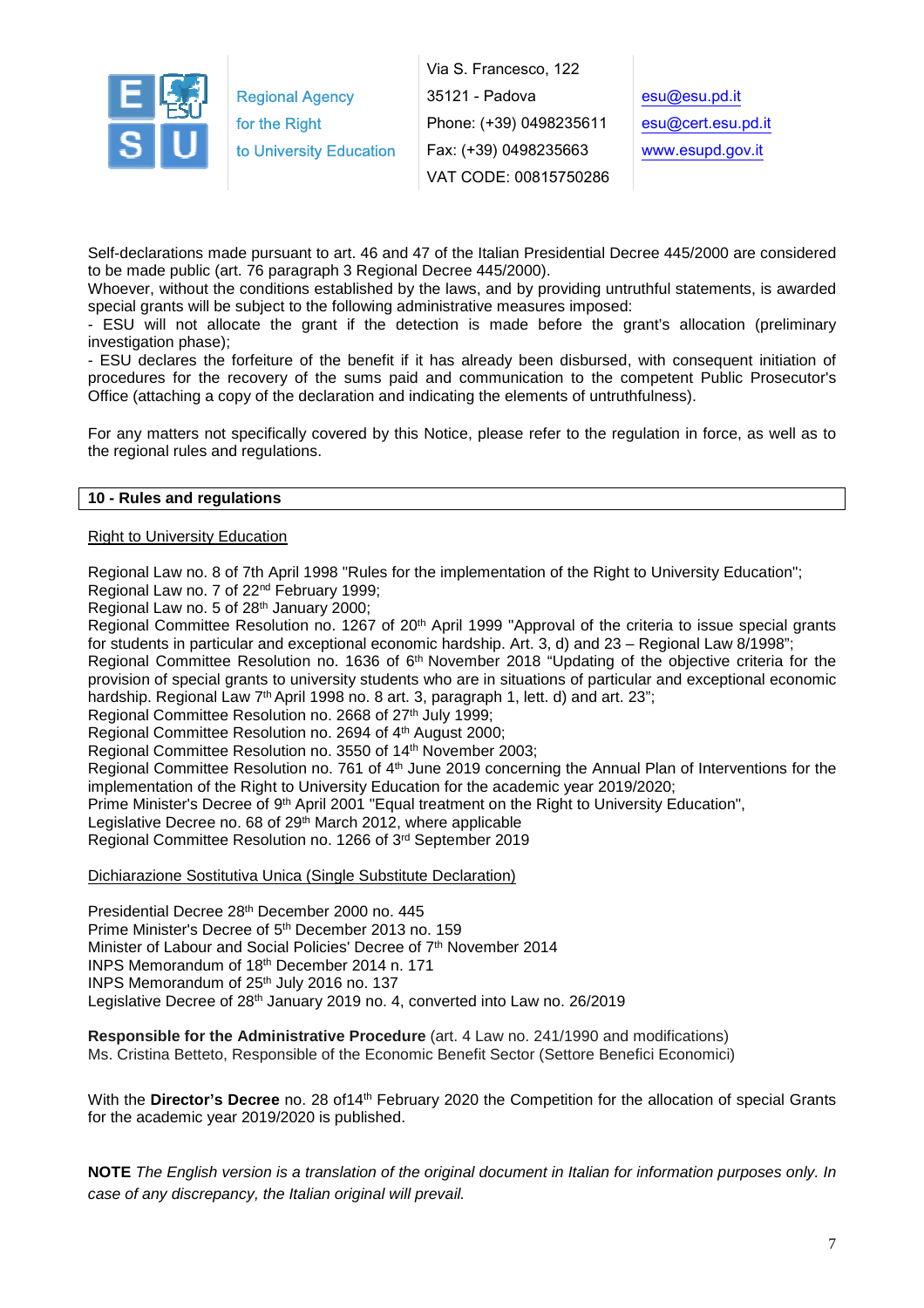Self-declarations made pursuant to art. 46 and 47 of the Italian Presidential Decree 445/2000 are considered to be made public (art. 76 paragraph 3 Regional Decree 445/2000).
Whoever, without the conditions established by the laws, and by providing untruthful statements, is awarded special grants will be subject to the following administrative measures imposed:
- ESU will not allocate the grant if the detection is made before the grant's allocation (preliminary investigation phase);
- ESU declares the forfeiture of the benefit if it has already been disbursed, with consequent initiation of procedures for the recovery of the sums paid and communication to the competent Public Prosecutor's Office (attaching a copy of the declaration and indicating the elements of untruthfulness).

For any matters not specifically covered by this Notice, please refer to the regulation in force, as well as to the regional rules and regulations.

## 10 - Rules and regulations

Right to University Education

Regional Law no. 8 of 7th April 1998 "Rules for the implementation of the Right to University Education";
Regional Law no. 7 of 22nd February 1999;
Regional Law no. 5 of 28th January 2000;
Regional Committee Resolution no. 1267 of 20th April 1999 "Approval of the criteria to issue special grants for students in particular and exceptional economic hardship. Art. 3, d) and 23 – Regional Law 8/1998";
Regional Committee Resolution no. 1636 of 6th November 2018 "Updating of the objective criteria for the provision of special grants to university students who are in situations of particular and exceptional economic hardship. Regional Law 7th April 1998 no. 8 art. 3, paragraph 1, lett. d) and art. 23";
Regional Committee Resolution no. 2668 of 27th July 1999;
Regional Committee Resolution no. 2694 of 4th August 2000;
Regional Committee Resolution no. 3550 of 14th November 2003;
Regional Committee Resolution no. 761 of 4th June 2019 concerning the Annual Plan of Interventions for the implementation of the Right to University Education for the academic year 2019/2020;
Prime Minister's Decree of 9th April 2001 "Equal treatment on the Right to University Education",
Legislative Decree no. 68 of 29th March 2012, where applicable
Regional Committee Resolution no. 1266 of 3rd September 2019

Dichiarazione Sostitutiva Unica (Single Substitute Declaration)

Presidential Decree 28th December 2000 no. 445
Prime Minister's Decree of 5th December 2013 no. 159
Minister of Labour and Social Policies' Decree of 7th November 2014
INPS Memorandum of 18th December 2014 n. 171
INPS Memorandum of 25th July 2016 no. 137
Legislative Decree of 28th January 2019 no. 4, converted into Law no. 26/2019

**Responsible for the Administrative Procedure** (art. 4 Law no. 241/1990 and modifications)
Ms. Cristina Betteto, Responsible of the Economic Benefit Sector (Settore Benefici Economici)

With the **Director's Decree** no. 28 of14th February 2020 the Competition for the allocation of special Grants for the academic year 2019/2020 is published.

**NOTE** *The English version is a translation of the original document in Italian for information purposes only. In case of any discrepancy, the Italian original will prevail.*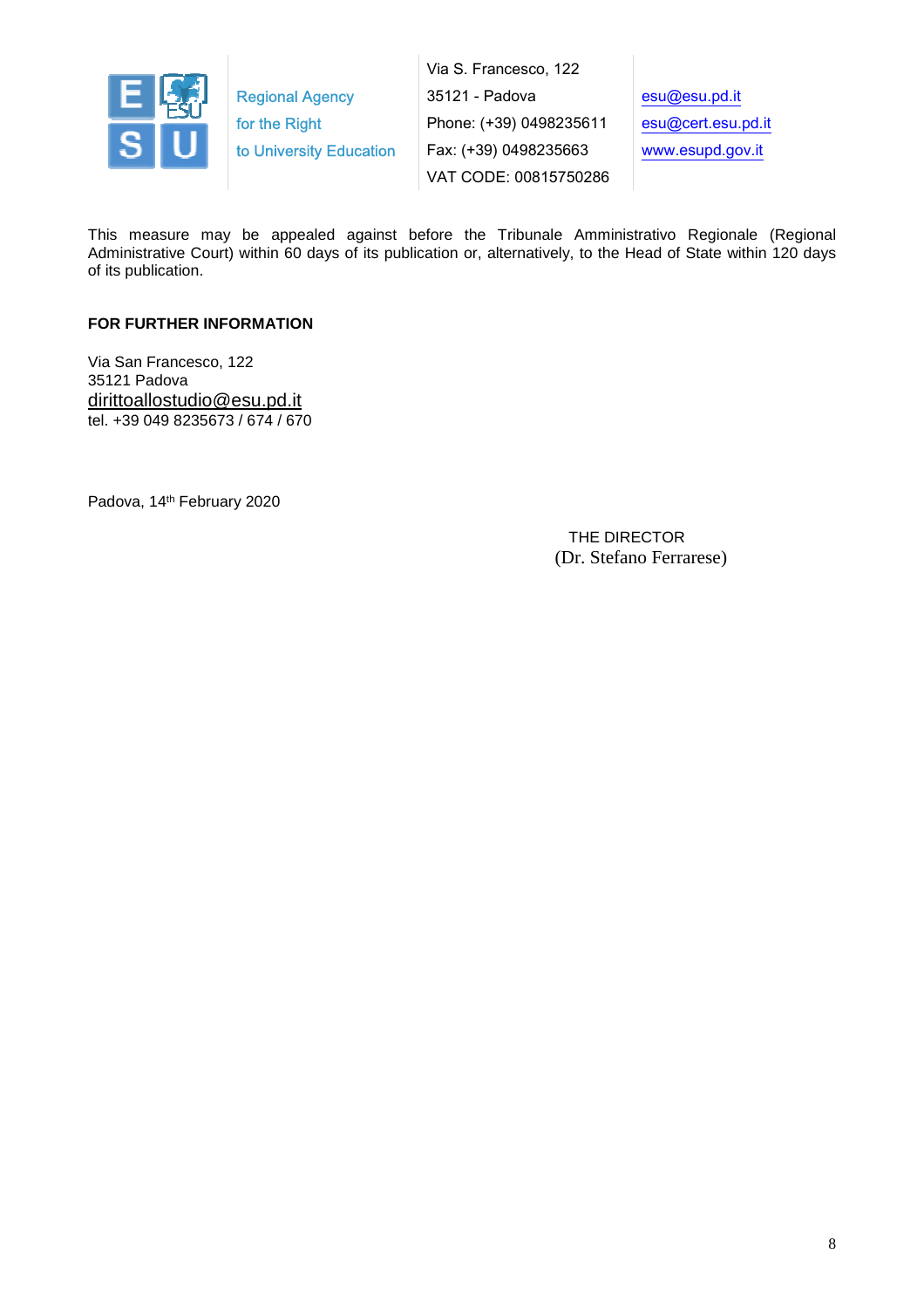Regional Agency
for the Right
to University Education

Via S. Francesco, 122
35121 - Padova
Phone: (+39) 0498235611
Fax: (+39) 0498235663
VAT CODE: 00815750286

esu@esu.pd.it
esu@cert.esu.pd.it
www.esupd.gov.it

This measure may be appealed against before the Tribunale Amministrativo Regionale (Regional Administrative Court) within 60 days of its publication or, alternatively, to the Head of State within 120 days of its publication.

**FOR FURTHER INFORMATION**

Via San Francesco, 122
35121 Padova
dirittoallostudio@esu.pd.it
tel. +39 049 8235673 / 674 / 670

Padova, 14th February 2020

THE DIRECTOR
(Dr. Stefano Ferrarese)